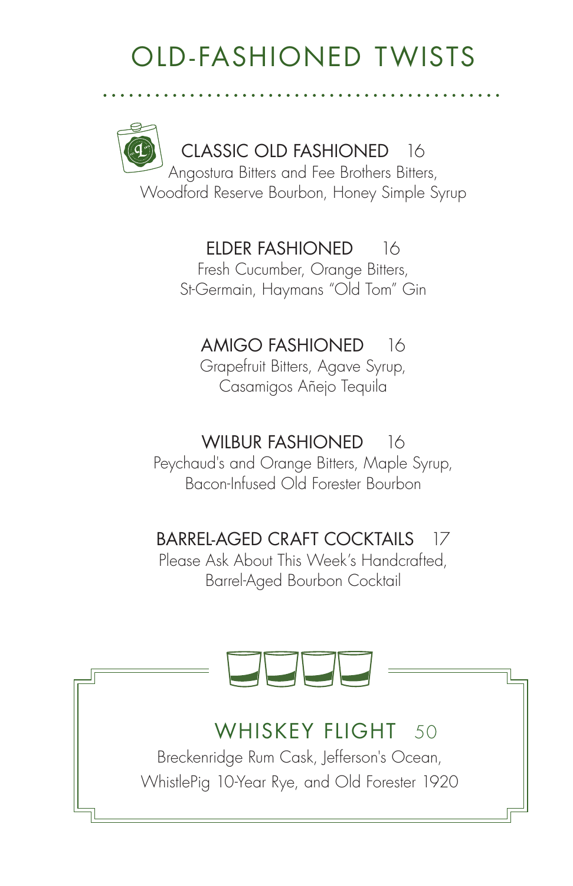# OLD-FASHIONED TWISTS

### CLASSIC OLD FASHIONED 16

Angostura Bitters and Fee Brothers Bitters,
Woodford Reserve Bourbon, Honey Simple Syrup

### ELDER FASHIONED 16

Fresh Cucumber, Orange Bitters,
St-Germain, Haymans "Old Tom" Gin

### AMIGO FASHIONED 16

Grapefruit Bitters, Agave Syrup,
Casamigos Añejo Tequila

### WILBUR FASHIONED 16

Peychaud's and Orange Bitters, Maple Syrup,
Bacon-Infused Old Forester Bourbon

### BARREL-AGED CRAFT COCKTAILS 17

Please Ask About This Week's Handcrafted,
Barrel-Aged Bourbon Cocktail

## WHISKEY FLIGHT 50

Breckenridge Rum Cask, Jefferson's Ocean,
WhistlePig 10-Year Rye, and Old Forester 1920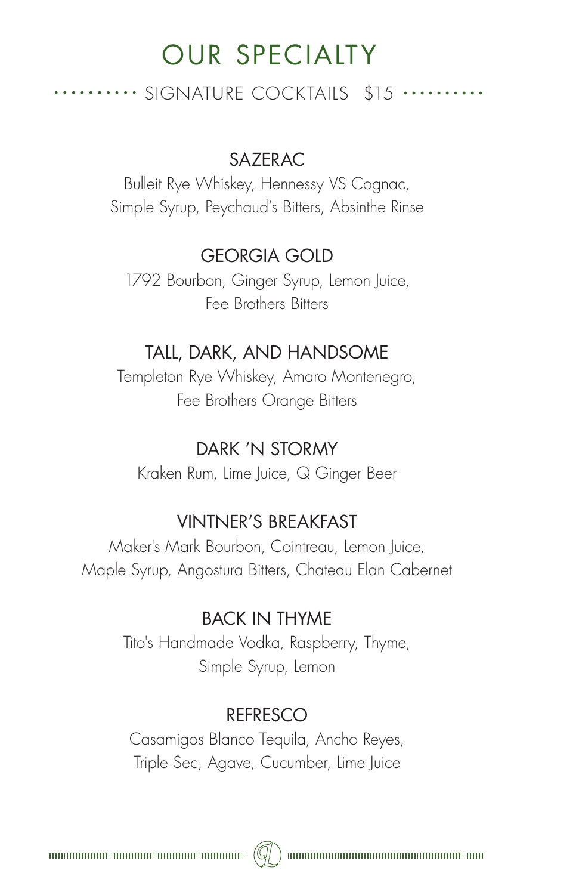# OUR SPECIALTY

## SIGNATURE COCKTAILS $15

### SAZERAC
Bulleit Rye Whiskey, Hennessy VS Cognac, Simple Syrup, Peychaud's Bitters, Absinthe Rinse

### GEORGIA GOLD
1792 Bourbon, Ginger Syrup, Lemon Juice, Fee Brothers Bitters

### TALL, DARK, AND HANDSOME
Templeton Rye Whiskey, Amaro Montenegro, Fee Brothers Orange Bitters

### DARK 'N STORMY
Kraken Rum, Lime Juice, Q Ginger Beer

### VINTNER'S BREAKFAST
Maker's Mark Bourbon, Cointreau, Lemon Juice, Maple Syrup, Angostura Bitters, Chateau Elan Cabernet

### BACK IN THYME
Tito's Handmade Vodka, Raspberry, Thyme, Simple Syrup, Lemon

### REFRESCO
Casamigos Blanco Tequila, Ancho Reyes, Triple Sec, Agave, Cucumber, Lime Juice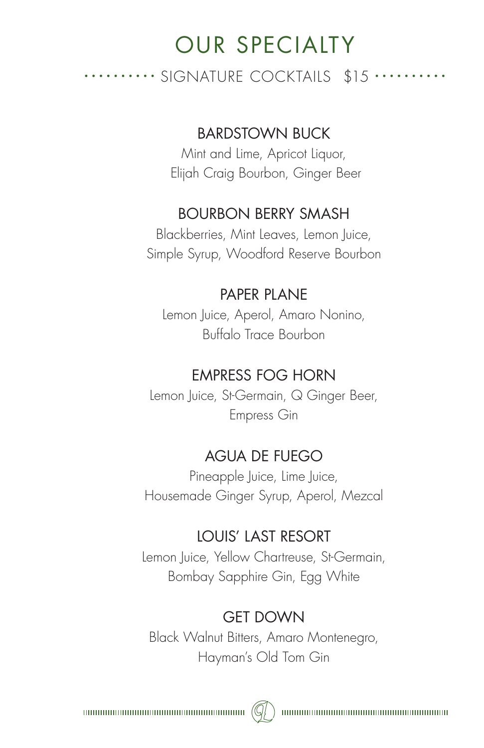# OUR SPECIALTY

## SIGNATURE COCKTAILS $15

### BARDSTOWN BUCK

Mint and Lime, Apricot Liquor,
Elijah Craig Bourbon, Ginger Beer

### BOURBON BERRY SMASH

Blackberries, Mint Leaves, Lemon Juice,
Simple Syrup, Woodford Reserve Bourbon

### PAPER PLANE

Lemon Juice, Aperol, Amaro Nonino,
Buffalo Trace Bourbon

### EMPRESS FOG HORN

Lemon Juice, St-Germain, Q Ginger Beer,
Empress Gin

### AGUA DE FUEGO

Pineapple Juice, Lime Juice,
Housemade Ginger Syrup, Aperol, Mezcal

### LOUIS' LAST RESORT

Lemon Juice, Yellow Chartreuse, St-Germain,
Bombay Sapphire Gin, Egg White

### GET DOWN

Black Walnut Bitters, Amaro Montenegro,
Hayman's Old Tom Gin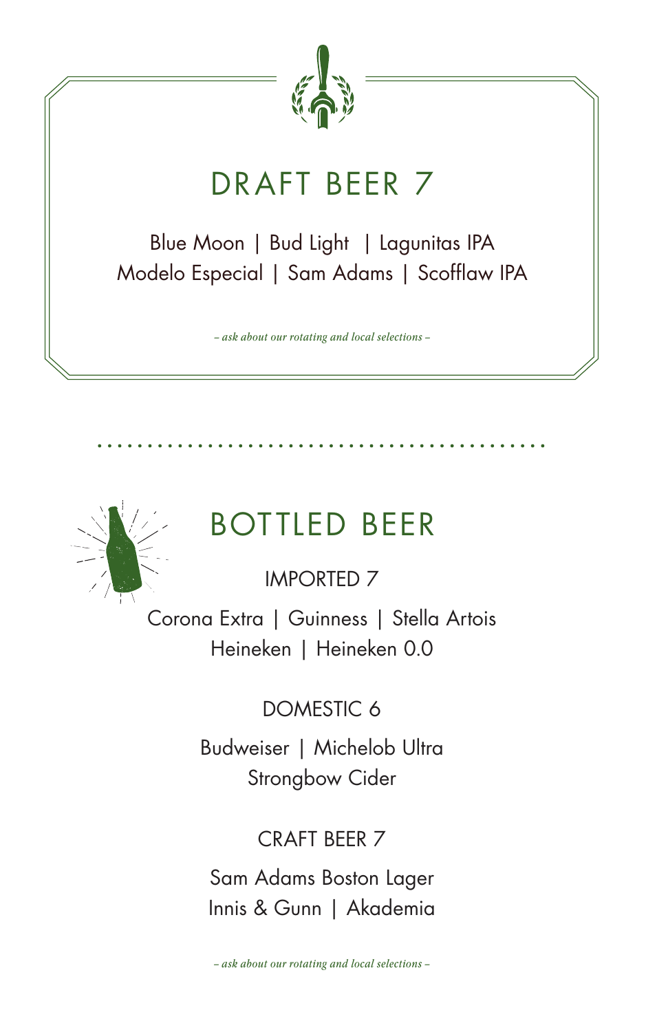# DRAFT BEER 7

Blue Moon | Bud Light | Lagunitas IPA
Modelo Especial | Sam Adams | Scofflaw IPA

*– ask about our rotating and local selections –*

# BOTTLED BEER

## IMPORTED 7

Corona Extra | Guinness | Stella Artois
Heineken | Heineken 0.0

## DOMESTIC 6

Budweiser | Michelob Ultra
Strongbow Cider

## CRAFT BEER 7

Sam Adams Boston Lager
Innis & Gunn | Akademia

*– ask about our rotating and local selections –*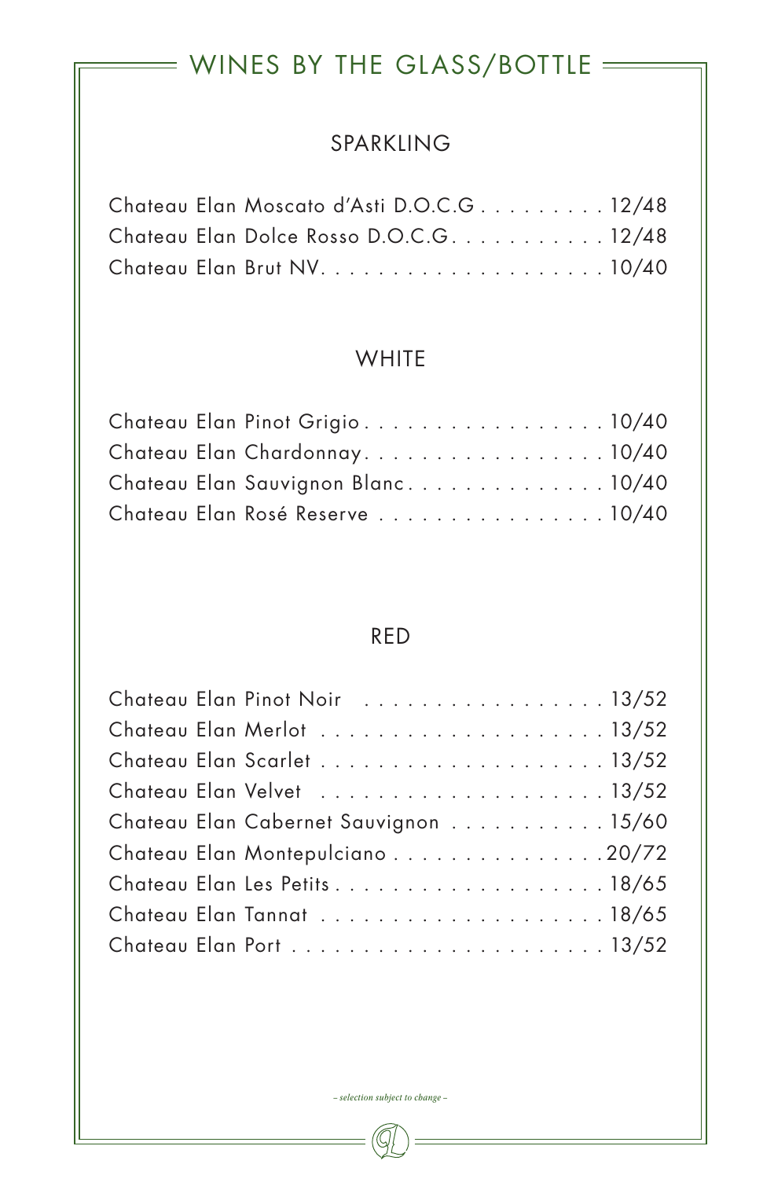# WINES BY THE GLASS/BOTTLE

## SPARKLING

Chateau Elan Moscato d'Asti D.O.C.G . . . . . . . . . . 12/48
Chateau Elan Dolce Rosso D.O.C.G. . . . . . . . . . . . 12/48
Chateau Elan Brut NV. . . . . . . . . . . . . . . . . . . . 10/40

## WHITE

Chateau Elan Pinot Grigio . . . . . . . . . . . . . . . . . 10/40
Chateau Elan Chardonnay. . . . . . . . . . . . . . . . . 10/40
Chateau Elan Sauvignon Blanc. . . . . . . . . . . . . . 10/40
Chateau Elan Rosé Reserve . . . . . . . . . . . . . . . . 10/40

## RED

Chateau Elan Pinot Noir . . . . . . . . . . . . . . . . . . 13/52
Chateau Elan Merlot . . . . . . . . . . . . . . . . . . . . 13/52
Chateau Elan Scarlet . . . . . . . . . . . . . . . . . . . . 13/52
Chateau Elan Velvet . . . . . . . . . . . . . . . . . . . . 13/52
Chateau Elan Cabernet Sauvignon . . . . . . . . . . . 15/60
Chateau Elan Montepulciano . . . . . . . . . . . . . . .20/72
Chateau Elan Les Petits . . . . . . . . . . . . . . . . . . . 18/65
Chateau Elan Tannat . . . . . . . . . . . . . . . . . . . . 18/65
Chateau Elan Port . . . . . . . . . . . . . . . . . . . . . . 13/52

*– selection subject to change –*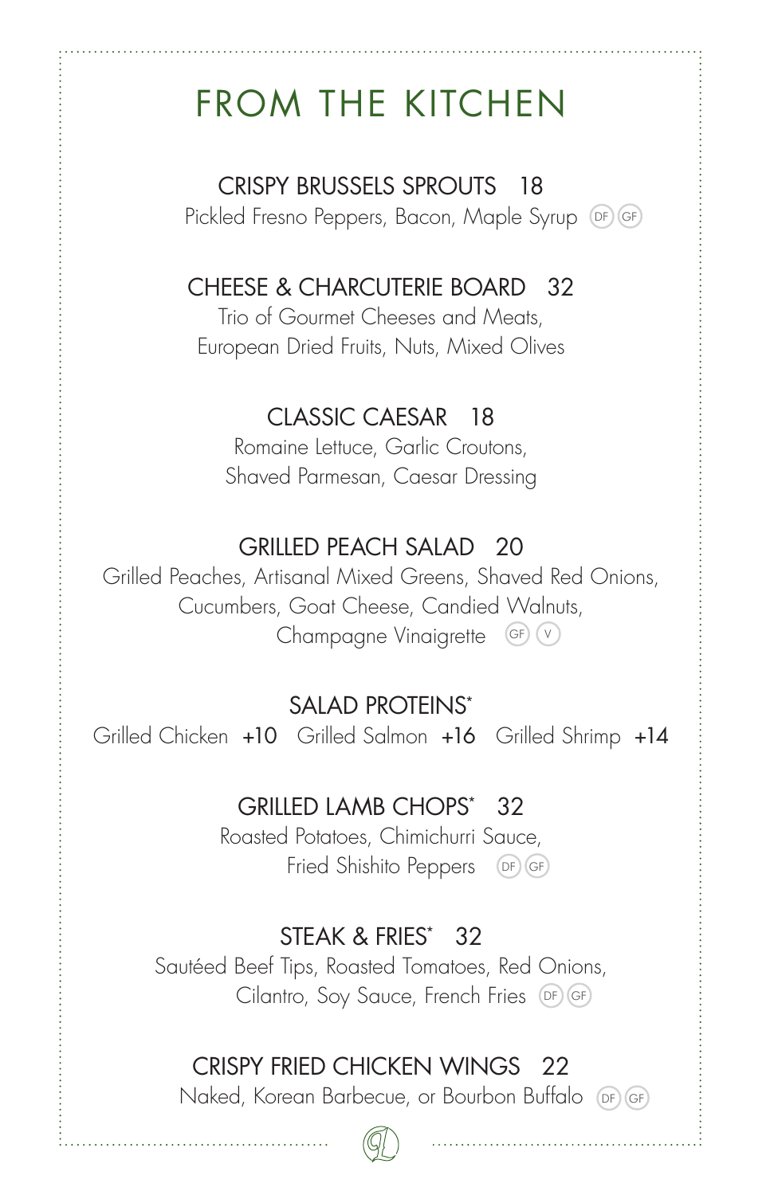# FROM THE KITCHEN

### CRISPY BRUSSELS SPROUTS 18

Pickled Fresno Peppers, Bacon, Maple Syrup (DF) (GF)

### CHEESE & CHARCUTERIE BOARD 32

Trio of Gourmet Cheeses and Meats, European Dried Fruits, Nuts, Mixed Olives

### CLASSIC CAESAR 18

Romaine Lettuce, Garlic Croutons, Shaved Parmesan, Caesar Dressing

### GRILLED PEACH SALAD 20

Grilled Peaches, Artisanal Mixed Greens, Shaved Red Onions, Cucumbers, Goat Cheese, Candied Walnuts, Champagne Vinaigrette (GF) (V)

### SALAD PROTEINS*

Grilled Chicken +10 Grilled Salmon +16 Grilled Shrimp +14

### GRILLED LAMB CHOPS* 32

Roasted Potatoes, Chimichurri Sauce, Fried Shishito Peppers (DF) (GF)

### STEAK & FRIES* 32

Sautéed Beef Tips, Roasted Tomatoes, Red Onions, Cilantro, Soy Sauce, French Fries (DF) (GF)

### CRISPY FRIED CHICKEN WINGS 22

Naked, Korean Barbecue, or Bourbon Buffalo (DF) (GF)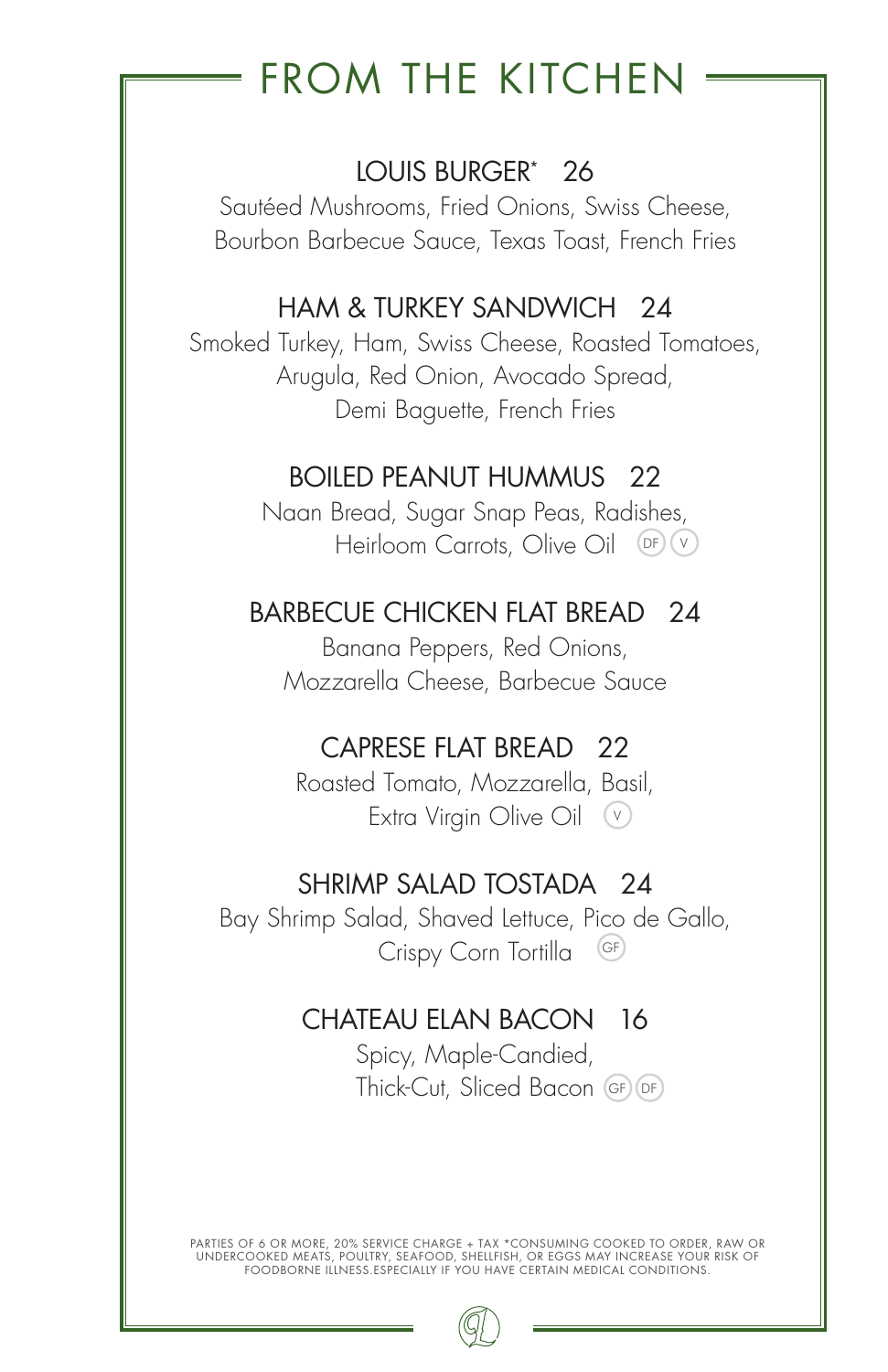# FROM THE KITCHEN

### LOUIS BURGER* 26

Sautéed Mushrooms, Fried Onions, Swiss Cheese, Bourbon Barbecue Sauce, Texas Toast, French Fries

### HAM & TURKEY SANDWICH 24

Smoked Turkey, Ham, Swiss Cheese, Roasted Tomatoes, Arugula, Red Onion, Avocado Spread, Demi Baguette, French Fries

### BOILED PEANUT HUMMUS 22

Naan Bread, Sugar Snap Peas, Radishes, Heirloom Carrots, Olive Oil (DF) (V)

### BARBECUE CHICKEN FLAT BREAD 24

Banana Peppers, Red Onions, Mozzarella Cheese, Barbecue Sauce

### CAPRESE FLAT BREAD 22

Roasted Tomato, Mozzarella, Basil, Extra Virgin Olive Oil (V)

### SHRIMP SALAD TOSTADA 24

Bay Shrimp Salad, Shaved Lettuce, Pico de Gallo, Crispy Corn Tortilla (GF)

### CHATEAU ELAN BACON 16

Spicy, Maple-Candied, Thick-Cut, Sliced Bacon (GF) (DF)

PARTIES OF 6 OR MORE, 20% SERVICE CHARGE + TAX *CONSUMING COOKED TO ORDER, RAW OR UNDERCOOKED MEATS, POULTRY, SEAFOOD, SHELLFISH, OR EGGS MAY INCREASE YOUR RISK OF FOODBORNE ILLNESS.ESPECIALLY IF YOU HAVE CERTAIN MEDICAL CONDITIONS.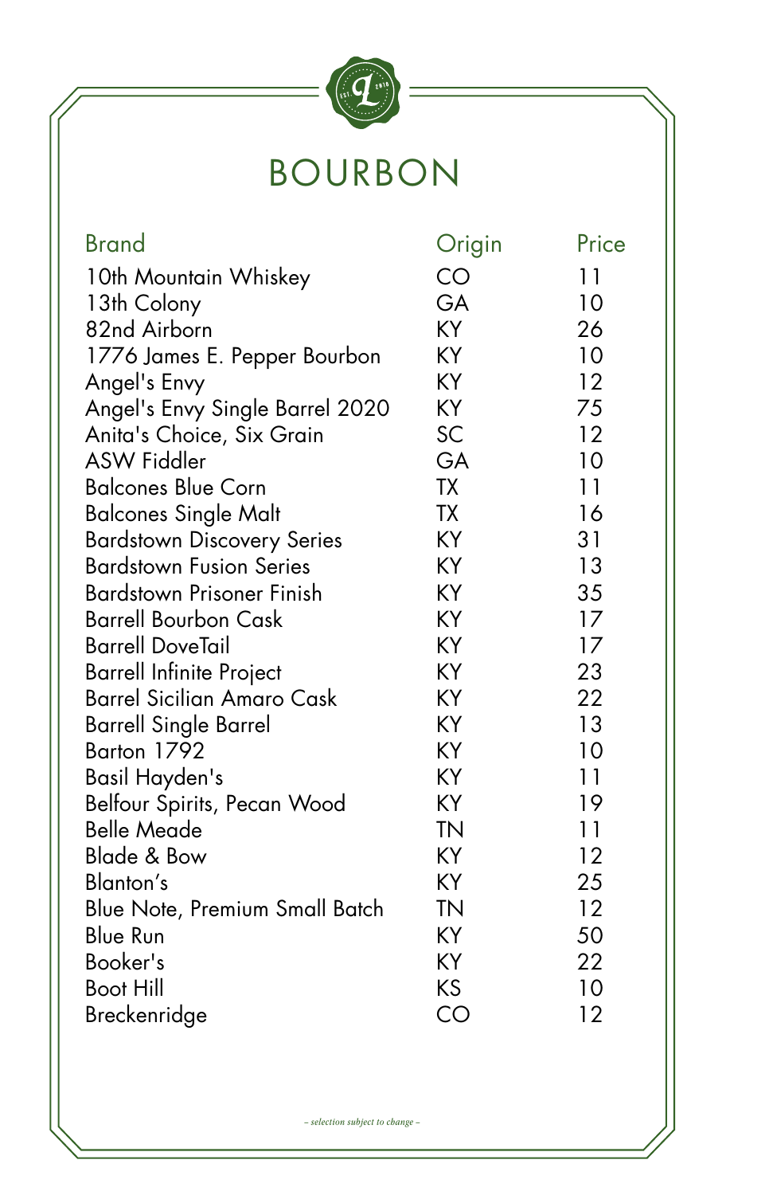# BOURBON

| Brand | Origin | Price |
|---|---|---|
| 10th Mountain Whiskey | CO | 11 |
| 13th Colony | GA | 10 |
| 82nd Airborn | KY | 26 |
| 1776 James E. Pepper Bourbon | KY | 10 |
| Angel's Envy | KY | 12 |
| Angel's Envy Single Barrel 2020 | KY | 75 |
| Anita's Choice, Six Grain | SC | 12 |
| ASW Fiddler | GA | 10 |
| Balcones Blue Corn | TX | 11 |
| Balcones Single Malt | TX | 16 |
| Bardstown Discovery Series | KY | 31 |
| Bardstown Fusion Series | KY | 13 |
| Bardstown Prisoner Finish | KY | 35 |
| Barrell Bourbon Cask | KY | 17 |
| Barrell DoveTail | KY | 17 |
| Barrell Infinite Project | KY | 23 |
| Barrel Sicilian Amaro Cask | KY | 22 |
| Barrell Single Barrel | KY | 13 |
| Barton 1792 | KY | 10 |
| Basil Hayden's | KY | 11 |
| Belfour Spirits, Pecan Wood | KY | 19 |
| Belle Meade | TN | 11 |
| Blade & Bow | KY | 12 |
| Blanton's | KY | 25 |
| Blue Note, Premium Small Batch | TN | 12 |
| Blue Run | KY | 50 |
| Booker's | KY | 22 |
| Boot Hill | KS | 10 |
| Breckenridge | CO | 12 |

*– selection subject to change –*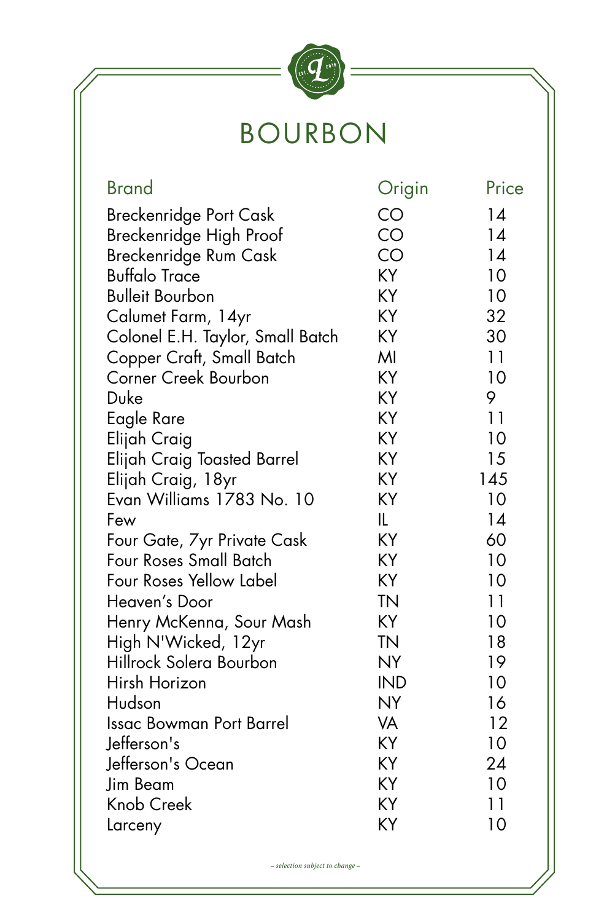# BOURBON

| Brand | Origin | Price |
| --- | --- | --- |
| Breckenridge Port Cask | CO | 14 |
| Breckenridge High Proof | CO | 14 |
| Breckenridge Rum Cask | CO | 14 |
| Buffalo Trace | KY | 10 |
| Bulleit Bourbon | KY | 10 |
| Calumet Farm, 14yr | KY | 32 |
| Colonel E.H. Taylor, Small Batch | KY | 30 |
| Copper Craft, Small Batch | MI | 11 |
| Corner Creek Bourbon | KY | 10 |
| Duke | KY | 9 |
| Eagle Rare | KY | 11 |
| Elijah Craig | KY | 10 |
| Elijah Craig Toasted Barrel | KY | 15 |
| Elijah Craig, 18yr | KY | 145 |
| Evan Williams 1783 No. 10 | KY | 10 |
| Few | IL | 14 |
| Four Gate, 7yr Private Cask | KY | 60 |
| Four Roses Small Batch | KY | 10 |
| Four Roses Yellow Label | KY | 10 |
| Heaven's Door | TN | 11 |
| Henry McKenna, Sour Mash | KY | 10 |
| High N'Wicked, 12yr | TN | 18 |
| Hillrock Solera Bourbon | NY | 19 |
| Hirsh Horizon | IND | 10 |
| Hudson | NY | 16 |
| Issac Bowman Port Barrel | VA | 12 |
| Jefferson's | KY | 10 |
| Jefferson's Ocean | KY | 24 |
| Jim Beam | KY | 10 |
| Knob Creek | KY | 11 |
| Larceny | KY | 10 |

*– selection subject to change –*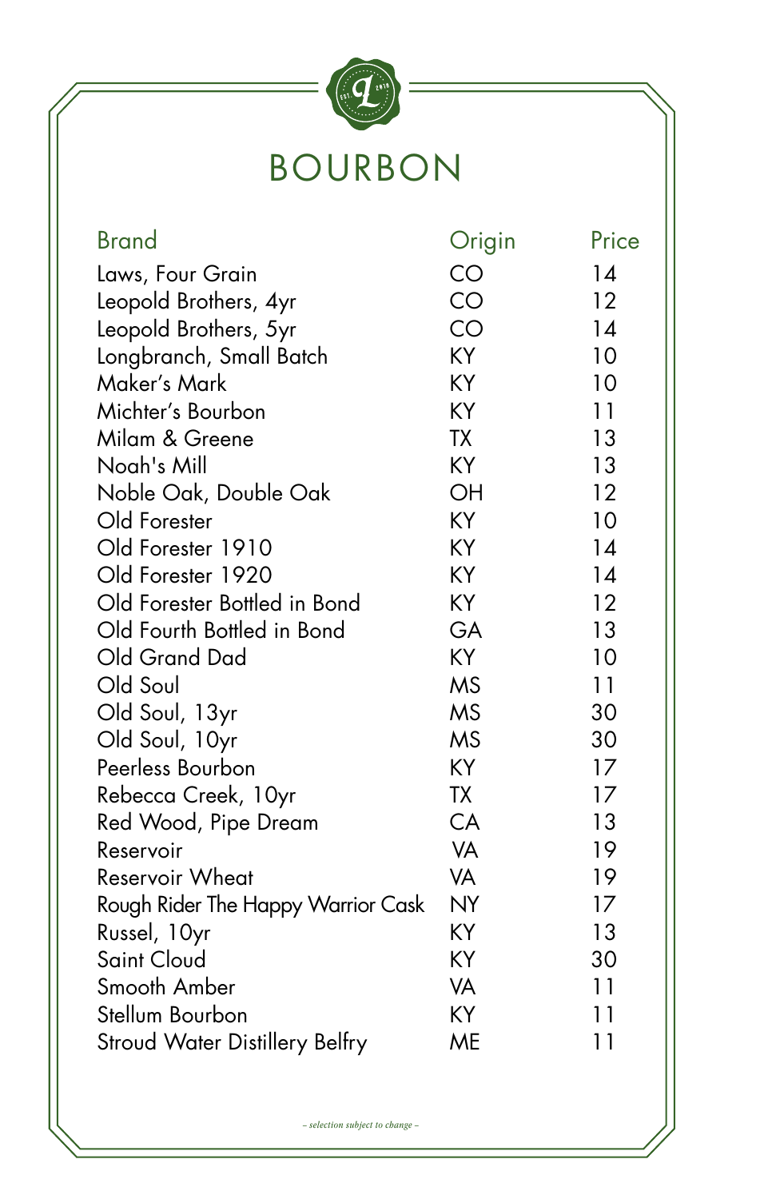# BOURBON

| Brand | Origin | Price |
| --- | --- | --- |
| Laws, Four Grain | CO | 14 |
| Leopold Brothers, 4yr | CO | 12 |
| Leopold Brothers, 5yr | CO | 14 |
| Longbranch, Small Batch | KY | 10 |
| Maker's Mark | KY | 10 |
| Michter's Bourbon | KY | 11 |
| Milam & Greene | TX | 13 |
| Noah's Mill | KY | 13 |
| Noble Oak, Double Oak | OH | 12 |
| Old Forester | KY | 10 |
| Old Forester 1910 | KY | 14 |
| Old Forester 1920 | KY | 14 |
| Old Forester Bottled in Bond | KY | 12 |
| Old Fourth Bottled in Bond | GA | 13 |
| Old Grand Dad | KY | 10 |
| Old Soul | MS | 11 |
| Old Soul, 13yr | MS | 30 |
| Old Soul, 10yr | MS | 30 |
| Peerless Bourbon | KY | 17 |
| Rebecca Creek, 10yr | TX | 17 |
| Red Wood, Pipe Dream | CA | 13 |
| Reservoir | VA | 19 |
| Reservoir Wheat | VA | 19 |
| Rough Rider The Happy Warrior Cask | NY | 17 |
| Russel, 10yr | KY | 13 |
| Saint Cloud | KY | 30 |
| Smooth Amber | VA | 11 |
| Stellum Bourbon | KY | 11 |
| Stroud Water Distillery Belfry | ME | 11 |

*– selection subject to change –*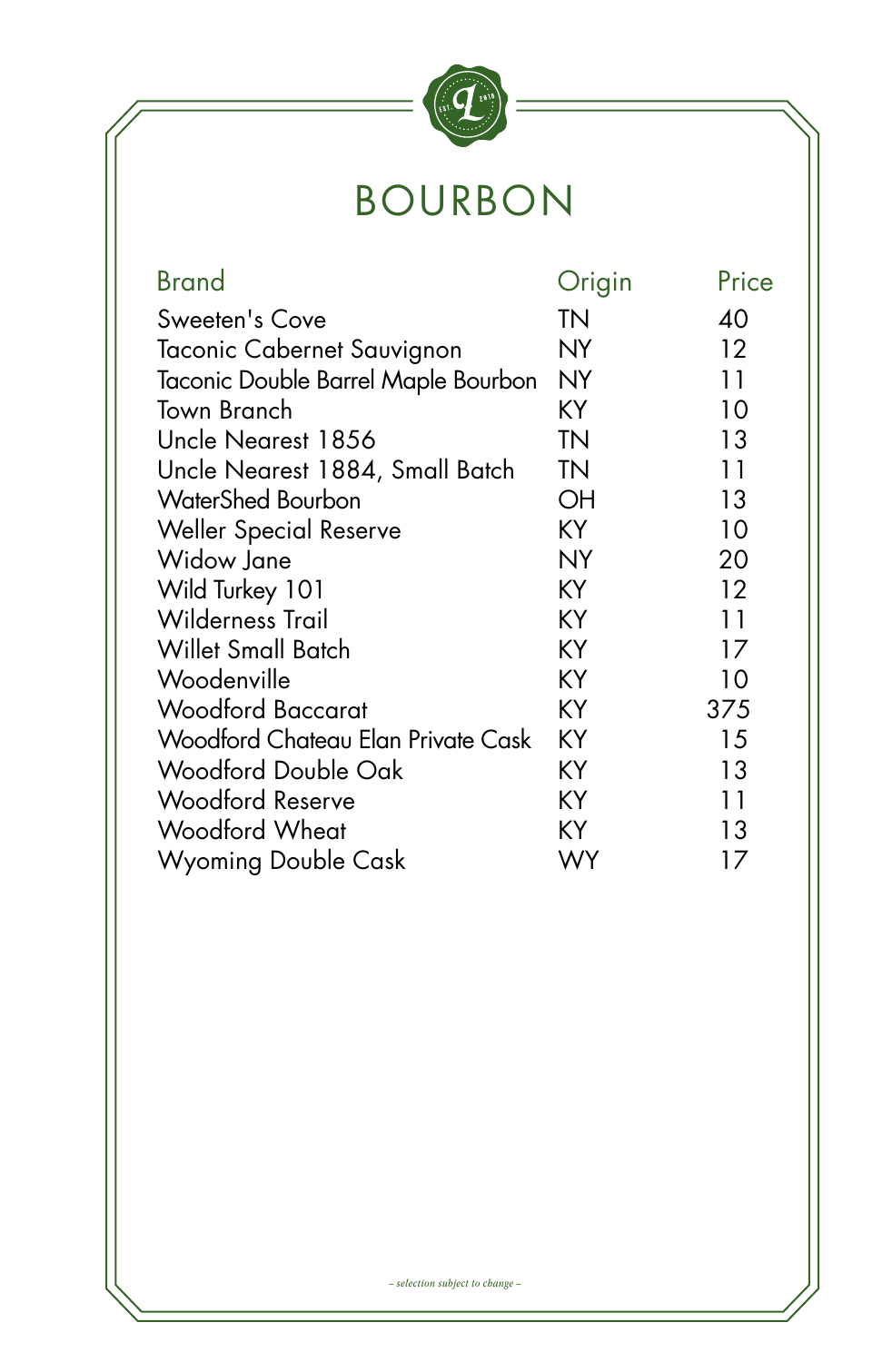# BOURBON

| Brand | Origin | Price |
|---|---|---|
| Sweeten's Cove | TN | 40 |
| Taconic Cabernet Sauvignon | NY | 12 |
| Taconic Double Barrel Maple Bourbon | NY | 11 |
| Town Branch | KY | 10 |
| Uncle Nearest 1856 | TN | 13 |
| Uncle Nearest 1884, Small Batch | TN | 11 |
| WaterShed Bourbon | OH | 13 |
| Weller Special Reserve | KY | 10 |
| Widow Jane | NY | 20 |
| Wild Turkey 101 | KY | 12 |
| Wilderness Trail | KY | 11 |
| Willet Small Batch | KY | 17 |
| Woodenville | KY | 10 |
| Woodford Baccarat | KY | 375 |
| Woodford Chateau Elan Private Cask | KY | 15 |
| Woodford Double Oak | KY | 13 |
| Woodford Reserve | KY | 11 |
| Woodford Wheat | KY | 13 |
| Wyoming Double Cask | WY | 17 |

*– selection subject to change –*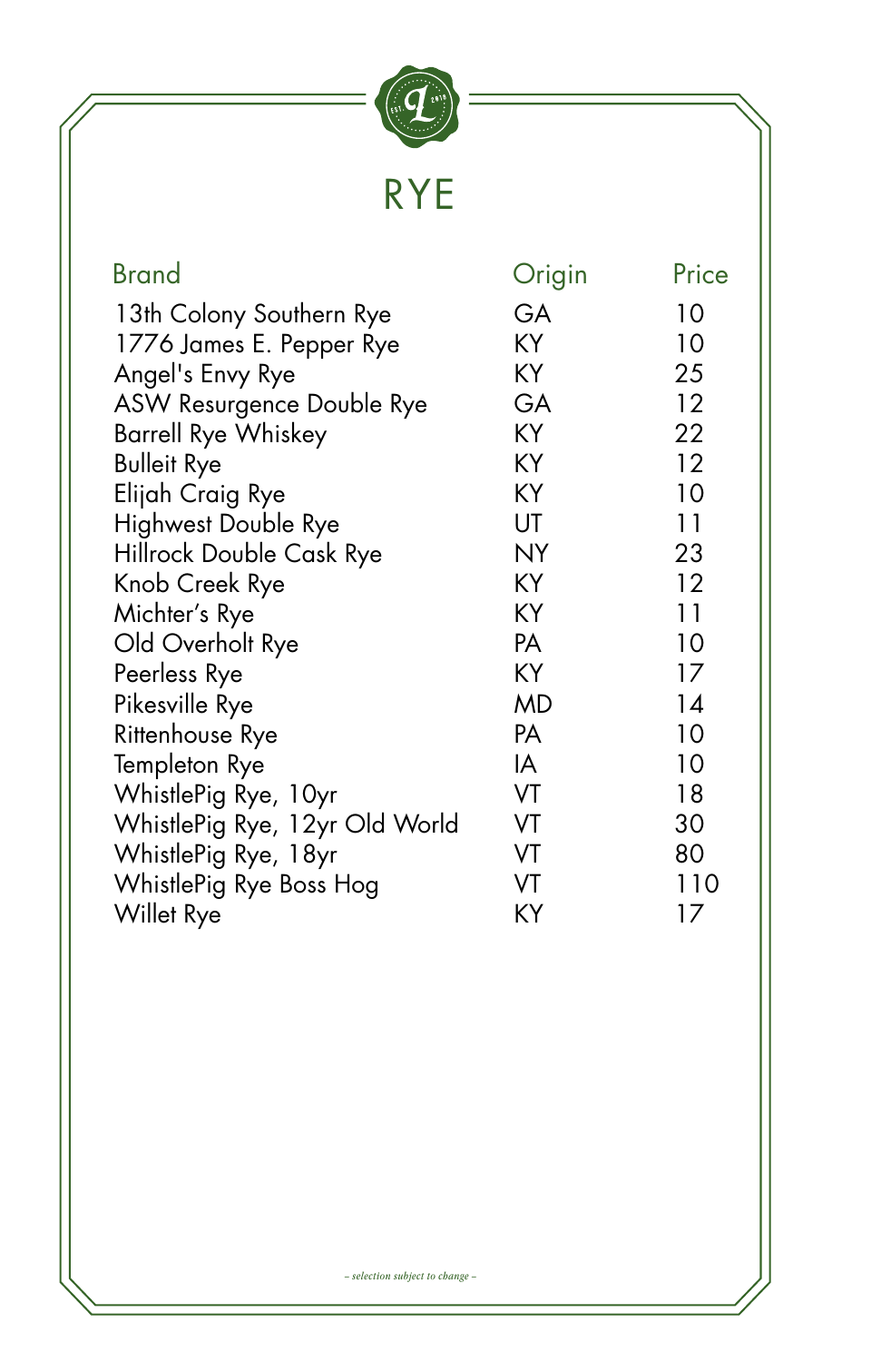# RYE

| Brand | Origin | Price |
|---|---|---|
| 13th Colony Southern Rye | GA | 10 |
| 1776 James E. Pepper Rye | KY | 10 |
| Angel's Envy Rye | KY | 25 |
| ASW Resurgence Double Rye | GA | 12 |
| Barrell Rye Whiskey | KY | 22 |
| Bulleit Rye | KY | 12 |
| Elijah Craig Rye | KY | 10 |
| Highwest Double Rye | UT | 11 |
| Hillrock Double Cask Rye | NY | 23 |
| Knob Creek Rye | KY | 12 |
| Michter's Rye | KY | 11 |
| Old Overholt Rye | PA | 10 |
| Peerless Rye | KY | 17 |
| Pikesville Rye | MD | 14 |
| Rittenhouse Rye | PA | 10 |
| Templeton Rye | IA | 10 |
| WhistlePig Rye, 10yr | VT | 18 |
| WhistlePig Rye, 12yr Old World | VT | 30 |
| WhistlePig Rye, 18yr | VT | 80 |
| WhistlePig Rye Boss Hog | VT | 110 |
| Willet Rye | KY | 17 |

*– selection subject to change –*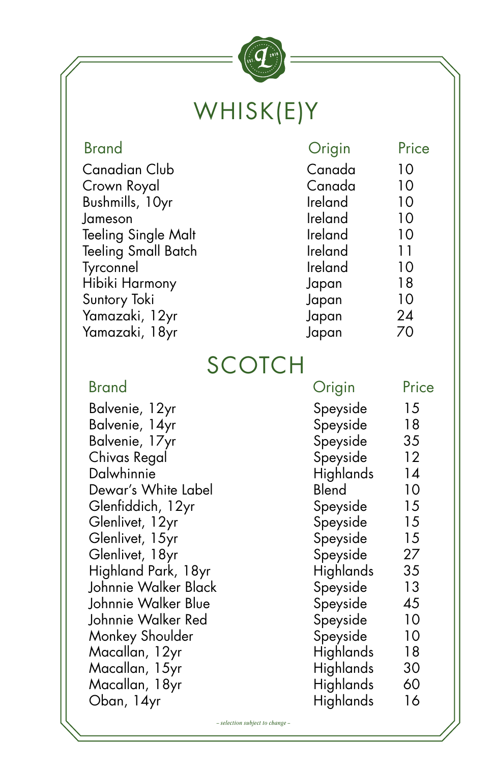# WHISK(E)Y

| Brand | Origin | Price |
| --- | --- | --- |
| Canadian Club | Canada | 10 |
| Crown Royal | Canada | 10 |
| Bushmills, 10yr | Ireland | 10 |
| Jameson | Ireland | 10 |
| Teeling Single Malt | Ireland | 10 |
| Teeling Small Batch | Ireland | 11 |
| Tyrconnel | Ireland | 10 |
| Hibiki Harmony | Japan | 18 |
| Suntory Toki | Japan | 10 |
| Yamazaki, 12yr | Japan | 24 |
| Yamazaki, 18yr | Japan | 70 |

# SCOTCH

| Brand | Origin | Price |
| --- | --- | --- |
| Balvenie, 12yr | Speyside | 15 |
| Balvenie, 14yr | Speyside | 18 |
| Balvenie, 17yr | Speyside | 35 |
| Chivas Regal | Speyside | 12 |
| Dalwhinnie | Highlands | 14 |
| Dewar's White Label | Blend | 10 |
| Glenfiddich, 12yr | Speyside | 15 |
| Glenlivet, 12yr | Speyside | 15 |
| Glenlivet, 15yr | Speyside | 15 |
| Glenlivet, 18yr | Speyside | 27 |
| Highland Park, 18yr | Highlands | 35 |
| Johnnie Walker Black | Speyside | 13 |
| Johnnie Walker Blue | Speyside | 45 |
| Johnnie Walker Red | Speyside | 10 |
| Monkey Shoulder | Speyside | 10 |
| Macallan, 12yr | Highlands | 18 |
| Macallan, 15yr | Highlands | 30 |
| Macallan, 18yr | Highlands | 60 |
| Oban, 14yr | Highlands | 16 |

*– selection subject to change –*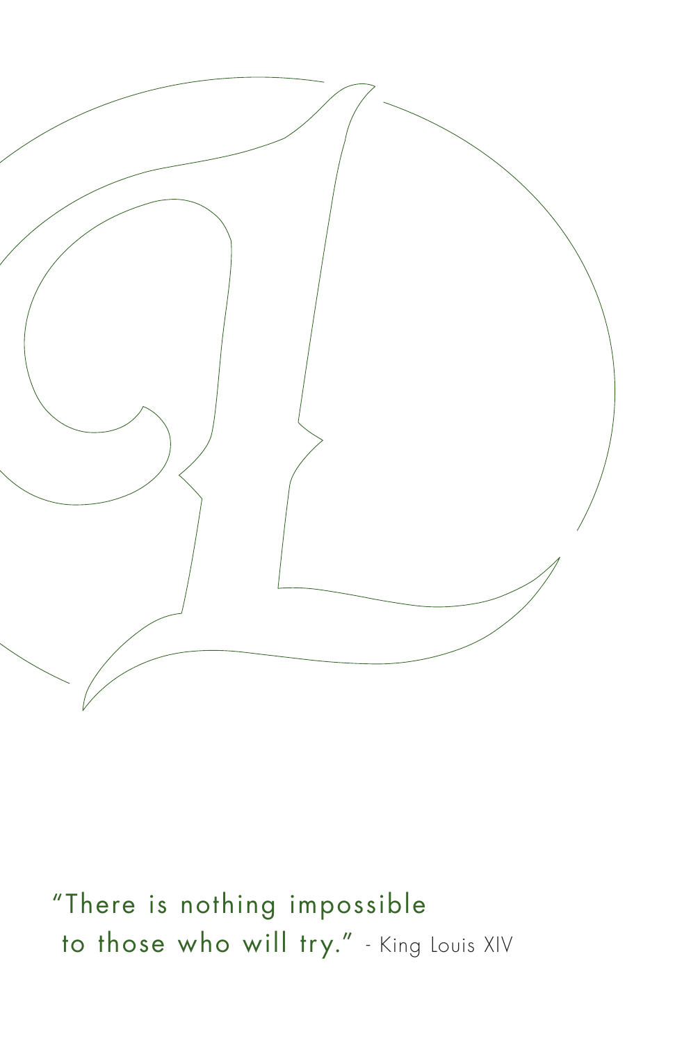"There is nothing impossible to those who will try." - King Louis XIV